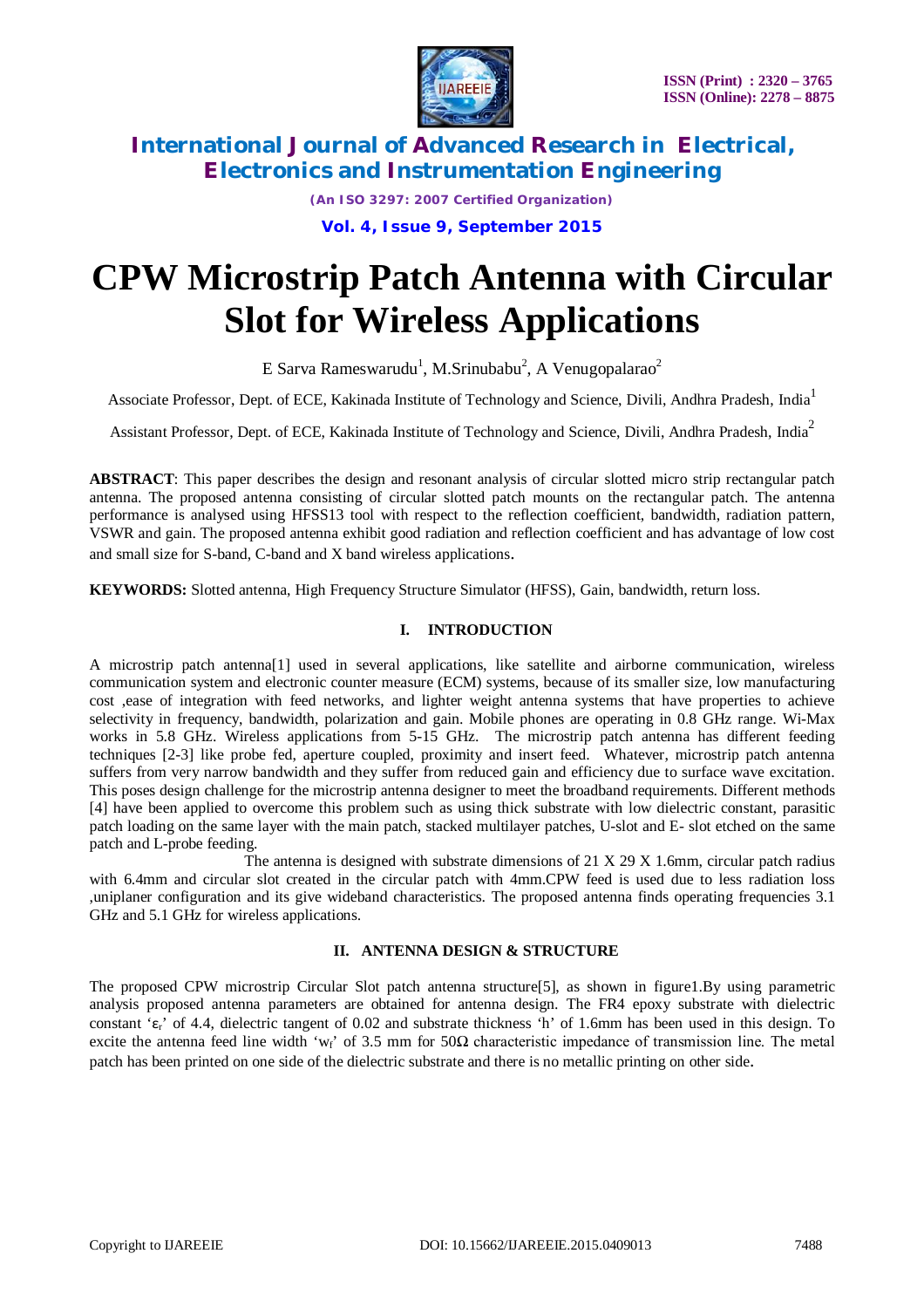# CPW Microstrip Patch Antenna with Circular Slot for Wireless Applications

E Sarva Rameswarudu[1], M.Srinubabu[2], A Venugopalarao[2]

Associate Professor, Dept. of ECE, Kakinada Institute of Technology and Science, Divili, Andhra Pradesh, India[1]

Assistant Professor, Dept. of ECE, Kakinada Institute of Technology and Science, Divili, Andhra Pradesh, India[2]

**ABSTRACT**: This paper describes the design and resonant analysis of circular slotted micro strip rectangular patch antenna. The proposed antenna consisting of circular slotted patch mounts on the rectangular patch. The antenna performance is analysed using HFSS13 tool with respect to the reflection coefficient, bandwidth, radiation pattern, VSWR and gain. The proposed antenna exhibit good radiation and reflection coefficient and has advantage of low cost and small size for S-band, C-band and X band wireless applications.

**KEYWORDS:** Slotted antenna, High Frequency Structure Simulator (HFSS), Gain, bandwidth, return loss.

## I. INTRODUCTION

A microstrip patch antenna[1] used in several applications, like satellite and airborne communication, wireless communication system and electronic counter measure (ECM) systems, because of its smaller size, low manufacturing cost ,ease of integration with feed networks, and lighter weight antenna systems that have properties to achieve selectivity in frequency, bandwidth, polarization and gain. Mobile phones are operating in 0.8 GHz range. Wi-Max works in 5.8 GHz. Wireless applications from 5-15 GHz. The microstrip patch antenna has different feeding techniques [2-3] like probe fed, aperture coupled, proximity and insert feed. Whatever, microstrip patch antenna suffers from very narrow bandwidth and they suffer from reduced gain and efficiency due to surface wave excitation. This poses design challenge for the microstrip antenna designer to meet the broadband requirements. Different methods [4] have been applied to overcome this problem such as using thick substrate with low dielectric constant, parasitic patch loading on the same layer with the main patch, stacked multilayer patches, U-slot and E- slot etched on the same patch and L-probe feeding.

The antenna is designed with substrate dimensions of 21 X 29 X 1.6mm, circular patch radius with 6.4mm and circular slot created in the circular patch with 4mm.CPW feed is used due to less radiation loss ,uniplaner configuration and its give wideband characteristics. The proposed antenna finds operating frequencies 3.1 GHz and 5.1 GHz for wireless applications.

## II. ANTENNA DESIGN & STRUCTURE

The proposed CPW microstrip Circular Slot patch antenna structure[5], as shown in figure1.By using parametric analysis proposed antenna parameters are obtained for antenna design. The FR4 epoxy substrate with dielectric constant '$\varepsilon_r$' of 4.4, dielectric tangent of 0.02 and substrate thickness 'h' of 1.6mm has been used in this design. To excite the antenna feed line width '$w_f$' of 3.5 mm for 50Ω characteristic impedance of transmission line. The metal patch has been printed on one side of the dielectric substrate and there is no metallic printing on other side.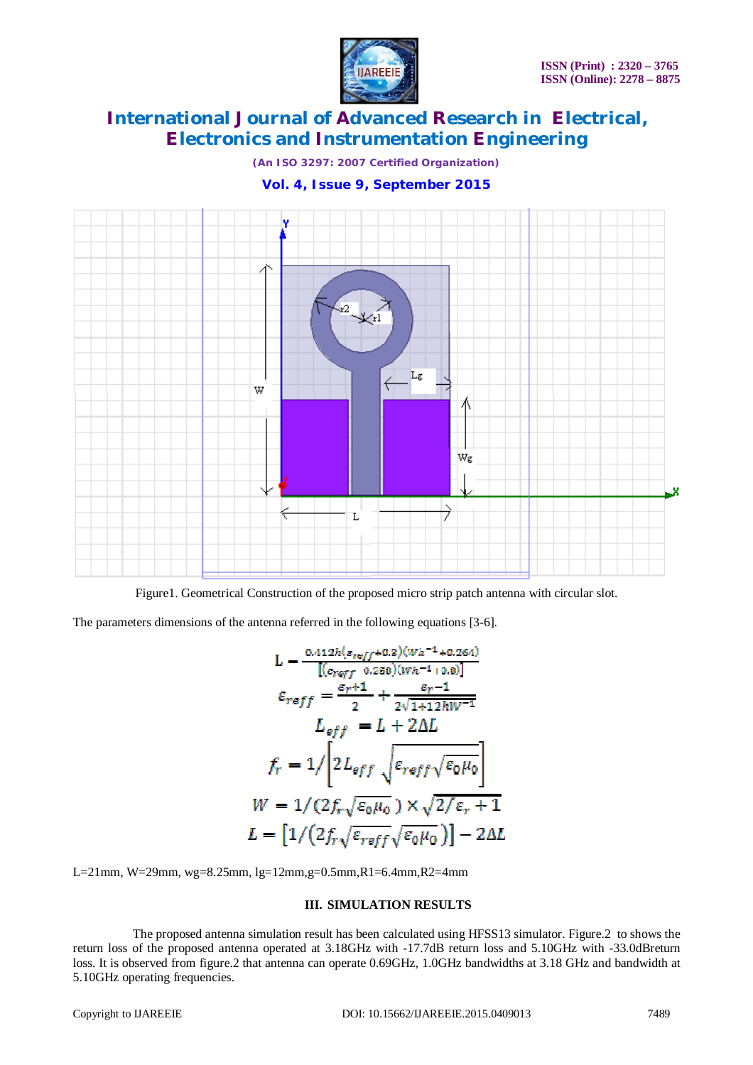Figure1. Geometrical Construction of the proposed micro strip patch antenna with circular slot.

The parameters dimensions of the antenna referred in the following equations [3-6].

$$L = \frac{0.412h(\varepsilon_{reff}+0.3)(Wh^{-1}+0.264)}{[(\varepsilon_{reff}-0.258)(Wh^{-1}+0.8)]}$$

$$\varepsilon_{reff} = \frac{\varepsilon_r+1}{2} + \frac{\varepsilon_r-1}{2\sqrt{1+12hW^{-1}}}$$

$$L_{eff} = L + 2\Delta L$$

$$f_r = 1/\left[2L_{eff}\sqrt{\varepsilon_{reff}\sqrt{\varepsilon_0\mu_0}}\right]$$

$$W = 1/(2f_r\sqrt{\varepsilon_0\mu_0}) \times \sqrt{2/\varepsilon_r + 1}$$

$$L = \left[1/\left(2f_r\sqrt{\varepsilon_{reff}}\sqrt{\varepsilon_0\mu_0}\right)\right] - 2\Delta L$$

L=21mm, W=29mm, wg=8.25mm, lg=12mm,g=0.5mm,R1=6.4mm,R2=4mm

## III. SIMULATION RESULTS

The proposed antenna simulation result has been calculated using HFSS13 simulator. Figure.2 to shows the return loss of the proposed antenna operated at 3.18GHz with -17.7dB return loss and 5.10GHz with -33.0dBreturn loss. It is observed from figure.2 that antenna can operate 0.69GHz, 1.0GHz bandwidths at 3.18 GHz and bandwidth at 5.10GHz operating frequencies.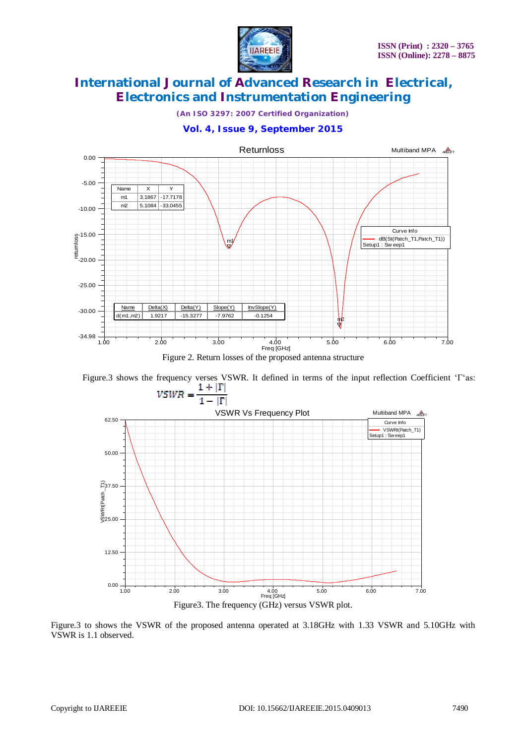Figure 2. Return losses of the proposed antenna structure

Figure.3 shows the frequency verses VSWR. It defined in terms of the input reflection Coefficient ‘Γ‘as:

$$VSWR = \frac{1 + |\Gamma|}{1 - |\Gamma|}$$

Figure3. The frequency (GHz) versus VSWR plot.

Figure.3 to shows the VSWR of the proposed antenna operated at 3.18GHz with 1.33 VSWR and 5.10GHz with VSWR is 1.1 observed.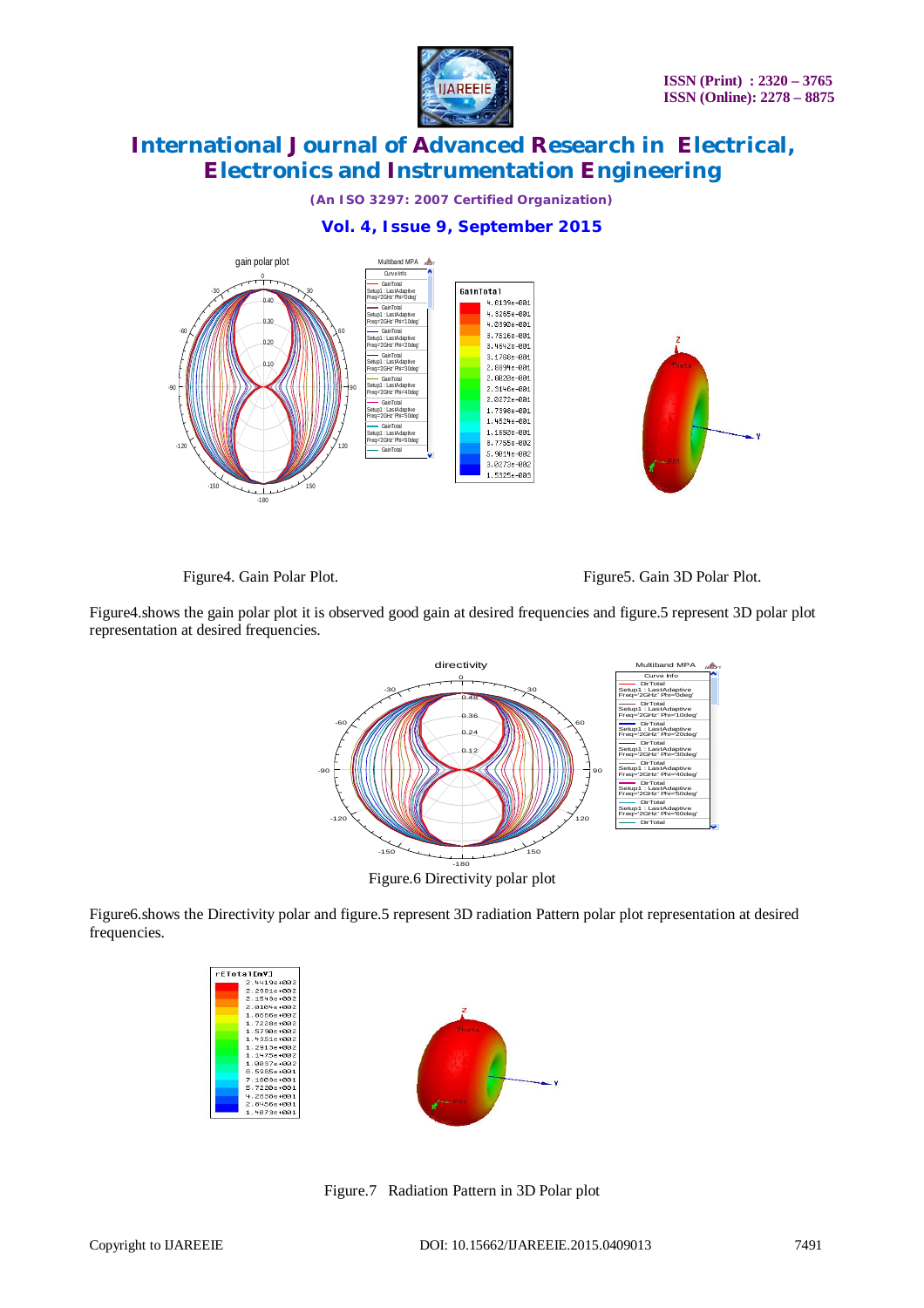Figure4. Gain Polar Plot.

Figure5. Gain 3D Polar Plot.

Figure4.shows the gain polar plot it is observed good gain at desired frequencies and figure.5 represent 3D polar plot representation at desired frequencies.

Figure.6 Directivity polar plot

Figure6.shows the Directivity polar and figure.5 represent 3D radiation Pattern polar plot representation at desired frequencies.

Figure.7 Radiation Pattern in 3D Polar plot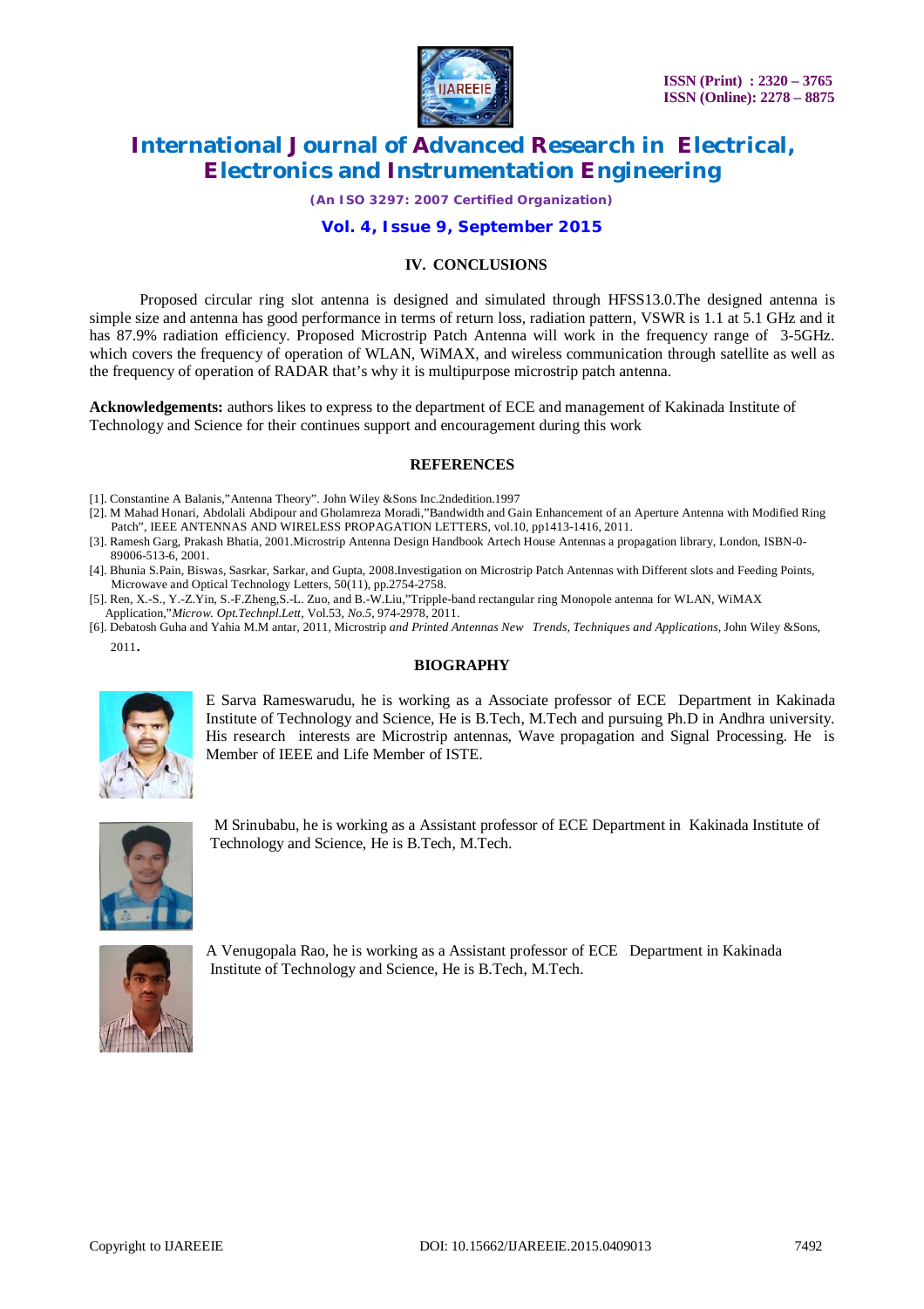## IV. CONCLUSIONS

Proposed circular ring slot antenna is designed and simulated through HFSS13.0.The designed antenna is simple size and antenna has good performance in terms of return loss, radiation pattern, VSWR is 1.1 at 5.1 GHz and it has 87.9% radiation efficiency. Proposed Microstrip Patch Antenna will work in the frequency range of 3-5GHz. which covers the frequency of operation of WLAN, WiMAX, and wireless communication through satellite as well as the frequency of operation of RADAR that's why it is multipurpose microstrip patch antenna.

**Acknowledgements:** authors likes to express to the department of ECE and management of Kakinada Institute of Technology and Science for their continues support and encouragement during this work

## REFERENCES

[1]. Constantine A Balanis,"Antenna Theory". John Wiley &Sons Inc.2ndedition.1997

[2]. M Mahad Honari, Abdolali Abdipour and Gholamreza Moradi,"Bandwidth and Gain Enhancement of an Aperture Antenna with Modified Ring Patch", IEEE ANTENNAS AND WIRELESS PROPAGATION LETTERS, vol.10, pp1413-1416, 2011.

[3]. Ramesh Garg, Prakash Bhatia, 2001.Microstrip Antenna Design Handbook Artech House Antennas a propagation library, London, ISBN-0-89006-513-6, 2001.

[4]. Bhunia S.Pain, Biswas, Sasrkar, Sarkar, and Gupta, 2008.Investigation on Microstrip Patch Antennas with Different slots and Feeding Points, Microwave and Optical Technology Letters, 50(11), pp.2754-2758.

[5]. Ren, X.-S., Y.-Z.Yin, S.-F.Zheng,S.-L. Zuo, and B.-W.Liu,"Tripple-band rectangular ring Monopole antenna for WLAN, WiMAX Application,"*Microw. Opt.Technpl.Lett,* Vol.53, *No.5*, 974-2978, 2011.

[6]. Debatosh Guha and Yahia M.M antar, 2011, Microstrip *and Printed Antennas New Trends, Techniques and Applications,* John Wiley &Sons, 2011.

## BIOGRAPHY

E Sarva Rameswarudu, he is working as a Associate professor of ECE Department in Kakinada Institute of Technology and Science, He is B.Tech, M.Tech and pursuing Ph.D in Andhra university. His research interests are Microstrip antennas, Wave propagation and Signal Processing. He is Member of IEEE and Life Member of ISTE.

M Srinubabu, he is working as a Assistant professor of ECE Department in Kakinada Institute of Technology and Science, He is B.Tech, M.Tech.

A Venugopala Rao, he is working as a Assistant professor of ECE Department in Kakinada Institute of Technology and Science, He is B.Tech, M.Tech.